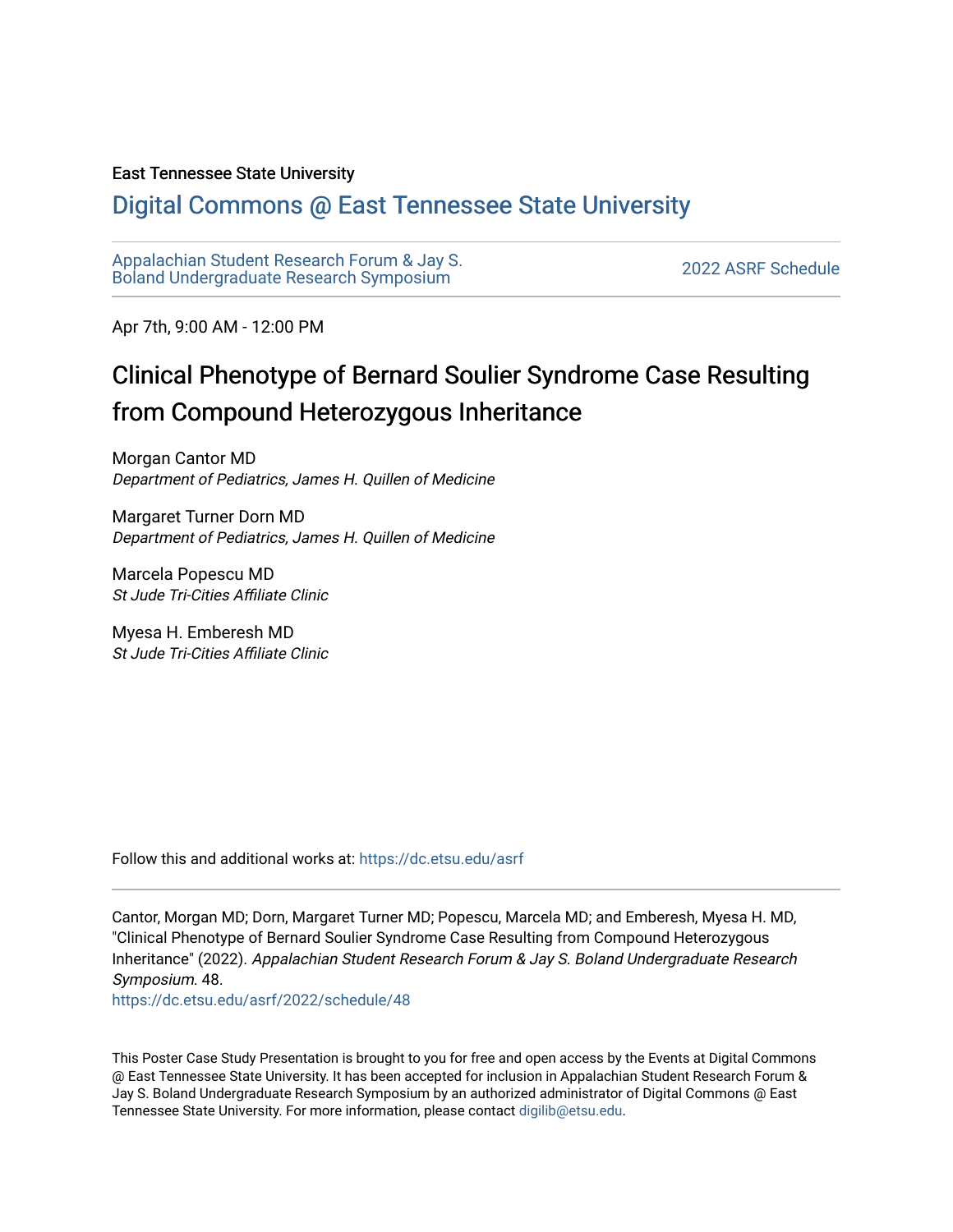East Tennessee State University

# Digital Commons @ East Tennessee State University

Appalachian Student Research Forum & Jay S. Boland Undergraduate Research Symposium

2022 ASRF Schedule

Apr 7th, 9:00 AM - 12:00 PM

## Clinical Phenotype of Bernard Soulier Syndrome Case Resulting from Compound Heterozygous Inheritance

Morgan Cantor MD
*Department of Pediatrics, James H. Quillen of Medicine*

Margaret Turner Dorn MD
*Department of Pediatrics, James H. Quillen of Medicine*

Marcela Popescu MD
*St Jude Tri-Cities Affiliate Clinic*

Myesa H. Emberesh MD
*St Jude Tri-Cities Affiliate Clinic*

Follow this and additional works at: https://dc.etsu.edu/asrf

Cantor, Morgan MD; Dorn, Margaret Turner MD; Popescu, Marcela MD; and Emberesh, Myesa H. MD, "Clinical Phenotype of Bernard Soulier Syndrome Case Resulting from Compound Heterozygous Inheritance" (2022). *Appalachian Student Research Forum & Jay S. Boland Undergraduate Research Symposium*. 48.
https://dc.etsu.edu/asrf/2022/schedule/48

This Poster Case Study Presentation is brought to you for free and open access by the Events at Digital Commons @ East Tennessee State University. It has been accepted for inclusion in Appalachian Student Research Forum & Jay S. Boland Undergraduate Research Symposium by an authorized administrator of Digital Commons @ East Tennessee State University. For more information, please contact digilib@etsu.edu.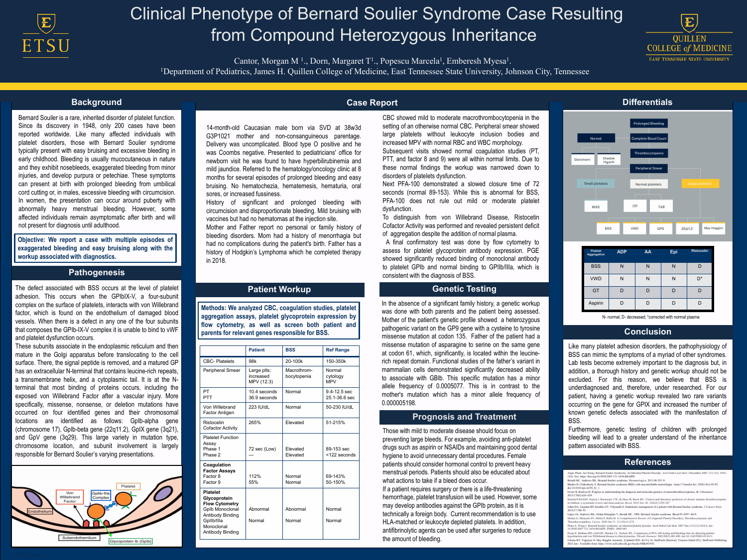# Clinical Phenotype of Bernard Soulier Syndrome Case Resulting from Compound Heterozygous Inheritance

Cantor, Morgan M [1]., Dorn, Margaret T[1]., Popescu Marcela[1], Emberesh Myesa[1].

[1]Department of Pediatrics, James H. Quillen College of Medicine, East Tennessee State University, Johnson City, Tennessee

## Background

Bernard Souiler is a rare, inherited disorder of platelet function. Since its discovery in 1948, only 200 cases have been reported worldwide. Like many affected individuals with platelet disorders, those with Bernard Soulier syndrome typically present with easy bruising and excessive bleeding in early childhood. Bleeding is usually mucocutaneous in nature and they exhibit nosebleeds, exaggerated bleeding from minor injuries, and develop purpura or petechiae. These symptoms can present at birth with prolonged bleeding from umbilical cord cutting or, in males, excessive bleeding with circumcision. In women, the presentation can occur around puberty with abnormally heavy menstrual bleeding. However, some affected individuals remain asymptomatic after birth and will not present for diagnosis until adulthood.

**Objective: We report a case with multiple episodes of exaggerated bleeding and easy bruising along with the workup associated with diagnostics.**

## Pathogenesis

The defect associated with BSS occurs at the level of platelet adhesion. This occurs when the GPIbIX-V, a four-subunit complex on the surface of platelets, interacts with von Willebrand factor, which is found on the endothelium of damaged blood vessels. When there is a defect in any one of the four subunits that composes the GPIb-IX-V complex it is unable to bind to vWF and platelet dysfunction occurs.

These subunits associate in the endoplasmic reticulum and then mature in the Golgi apparatus before translocating to the cell surface. There, the signal peptide is removed, and a matured GP has an extracellular N-terminal that contains leucine-rich repeats, a transmembrane helix, and a cytoplasmic tail. It is at the N-terminal that most binding of proteins occurs, including the exposed von Willebrand Factor after a vascular injury. More specifically, missense, nonsense, or deletion mutations have occurred on four identified genes and their chromosomal locations are identified as follows: GpIb-alpha gene (chromosome 17), GpIb-beta gene (22q11.2), GpIX gene (3q21), and GpV gene (3q29). This large variety in mutation type, chromosome location, and subunit involvement is largely responsible for Bernard Soulier's varying presentations.

Platelet
Von Willebrand Factor
GpIb-IIIa Complex
Endothelium
Subendothelium
Glycoprotein Ib (GpIb)

## Case Report

14-month-old Caucasian male born via SVD at 38w3d G3P1021 mother and non-consanguineous parentage. Delivery was uncomplicated. Blood type O positive and he was Coombs negative. Presented to pediatricians' office for newborn visit he was found to have hyperbilirubinemia and mild jaundice. Referred to the hematology/oncology clinic at 8 months for several episodes of prolonged bleeding and easy bruising. No hematochezia, hematemesis, hematuria, oral sores, or increased fussiness.

History of significant and prolonged bleeding with circumcision and disproportionate bleeding. Mild bruising with vaccines but had no hematomas at the injection site.

Mother and Father report no personal or family history of bleeding disorders. Mom had a history of menorrhagia but had no complications during the patient's birth. Father has a history of Hodgkin's Lymphoma which he completed therapy in 2018.

CBC showed mild to moderate macrothrombocytopenia in the setting of an otherwise normal CBC. Peripheral smear showed large platelets without leukocyte inclusion bodies and increased MPV with normal RBC and WBC morphology.

Subsequent visits showed normal coagulation studies (PT, PTT, and factor 8 and 9) were all within normal limits. Due to these normal findings the workup was narrowed down to disorders of platelets dysfunction.

Next PFA-100 demonstrated a slowed closure time of 72 seconds (normal 89-153). While this is abnormal for BSS, PFA-100 does not rule out mild or moderate platelet dysfunction.

To distinguish from von Willebrand Disease, Ristocetin Cofactor Activity was performed and revealed persistent deficit of aggregation despite the addition of normal plasma.

A final confirmatory test was done by flow cytometry to assess for platelet glycoprotein antibody expression. PGE showed significantly reduced binding of monoclonal antibody to platelet GPIb and normal binding to GPIIb/IIIa, which is consistent with the diagnosis of BSS.

## Patient Workup

**Methods: We analyzed CBC, coagulation studies, platelet aggregation assays, platelet glycoprotein expression by flow cytometry, as well as screen both patient and parents for relevant genes responsible for BSS.**

| | Patient | BSS | Ref Range |
|---|---|---|---|
| CBC- Platelets | 98k | 20-100k | 150-350k |
| Peripheral Smear | Large plts; increased MPV (12.3) | Macrothrom-bocytopenia | Normal cytology MPV |
| PT<br>PTT | 10.4 seconds<br>36.9 seconds | Normal | 9.4-12.5 sec<br>25.1-36.6 sec |
| Von Willebrand Factor Antigen | 223 IU/dL | Normal | 50-230 IU/dL |
| Ristocetin Cofactor Activity | 265% | Elevated | 51-215% |
| Platelet Function Assay<br>Phase 1<br>Phase 2 | 72 sec (Low)<br>--- | Elevated<br>Elevated | 89-153 sec<br><122 seconds |
| **Coagulation Factor Assays**<br>Factor 8<br>Factor 9 | 112%<br>55% | Normal<br>Normal | 69-143%<br>50-150% |
| **Platelet Glycoprotein Flow Cytometry**<br>GpIb Monoclonal Antibody Binding<br>GpIIb/IIIa Monoclonal Antibody Binding | Abnormal<br>Normal | Abnormal<br>Normal | Normal<br>Normal |

## Genetic Testing

In the absence of a significant family history, a genetic workup was done with both parents and the patient being assessed. Mother of the patient's genetic profile showed a heterozygous pathogenic variant on the GP9 gene with a cysteine to tyrosine missense mutation at codon 135. Father of the patient had a missense mutation of asparagine to serine on the same gene at codon 61, which, significantly, is located within the leucine-rich repeat domain. Functional studies of the father's variant in mammalian cells demonstrated significantly decreased ability to associate with GBIb. This specific mutation has a minor allele frequency of 0.0005077. This is in contrast to the mother's mutation which has a minor allele frequency of 0.000005198.

## Prognosis and Treatment

Those with mild to moderate disease should focus on preventing large bleeds. For example, avoiding anti-platelet drugs such as aspirin or NSAIDs and maintaining good dental hygiene to avoid unnecessary dental procedures. Female patients should consider hormonal control to prevent heavy menstrual periods. Patients should also be educated about what actions to take if a bleed does occur.

If a patient requires surgery or there is a life-threatening hemorrhage, platelet transfusion will be used. However, some may develop antibodies against the GPIb protein, as it is technically a foreign body. Current recommendation is to use HLA-matched or leukocyte depleted platelets. In addition, antifibrinolytic agents can be used after surgeries to reduce the amount of bleeding.

## Differentials

Prolonged Bleeding
Normal
Complete Blood Count
Thrombocytopenia
Glanzmann
Chediak Higashi
Peripheral Smear
Small platelets
Normal platelets
Large platelets
WAS
ITP
TAR
BSS
VWD
GPS
22q11.2
May-Hegglin

| Platelet Aggregation | ADP | AA | Epi | Ristocetin |
|---|---|---|---|---|
| BSS | N | N | N | D |
| VWD | N | N | N | D* |
| GT | D | D | D | D |
| Aspirin | D | D | D | D |

N- normal; D- decreased; *corrected with normal plasma

## Conclusion

Like many platelet adhesion disorders, the pathophysiology of BSS can mimic the symptoms of a myriad of other syndromes. Lab tests become extremely important to the diagnosis but, in addition, a thorough history and genetic workup should not be excluded. For this reason, we believe that BSS is underdiagnosed and, therefore, under researched. For our patient, having a genetic workup revealed two rare variants occurring on the gene for GPIX and increased the number of known genetic defects associated with the manifestation of BSS.

Furthermore, genetic testing of children with prolonged bleeding will lead to a greater understand of the inheritance pattern associated with BSS.

## References

Angie Pham, Jun Wang; Bernard-Soulier Syndrome: An Inherited Platelet Disorder. *Arch Pathol Lab Med* 1 December 2007; 131 (12): 1834–1836. Doi: https://doi.org/10.5858/2007-131-1834-BSAIPD

Berndt MC, Andrews RK. Bernard-Soulier syndrome. *Haematologica*. 2011;96:355–9.

Bhadra D, Chakraborty S. Bernard-Soulier syndrome (BSS) with uncontrollable menorrhagia. Asian J Transfus Sci. 2020;14(1):93-95. doi:10.4103/ajts.AJTS_61_1

Favier R, Raslova H. Progress in understanding the diagnosis and molecular genetics of macrothrombocytopenias. *Br J Haematol*. 2015;170(5):626–639.

Heitink-Pollé KMJ, Nijsten J, Boonacker CW, de Haas M, Bruin MC. Clinical and laboratory predictors of chronic immune thrombocytopenia in children: a systematic review and meta-analysis. *Blood*. 2014 Nov 20. 124(22):3295-307

Johns DA, Gopalan RP, Kamble GT, Vidyanath S. Endodontic management of a patient with Bernard-Soulier syndrome. *J Conserv Dent*. 2014;17:188–91.

López JA, Andrews RK, Afshar-Kharghan V, Berndt MC. 1998. Bernard-Soulier syndrome. Blood 91:4397–4418.

Mohan G, Malayala SV, Mehta P, Balla M. A Comprehensive Review of Congenital Platelet Disorders, Thrombocytopenias and Thrombocytopathies. *Cureus*. 2020 Oct 31; 12 (10):e11275.

Pham A, Wang J. Bernard-Soulier syndrome: an inherited platelet disorder. Arch Pathol Lab Med. 2007 Dec;131(12):1834-6. doi: 10.5858/2007-131-1834-BSAIPD. PMID: 18081445

Posan E, McBane RD, Grill DE, Motsko CL, Nichols WL. Comparison of PFA-100 testing and bleeding time for detecting platelet hypofunction and von Willebrand disease in clinical practice. *Thromb Haemost*. 2003;90(3):483-490. doi:10.1160/TH03-02-0111

Usmani RV, Vajpayee N. May Hegglin Anomaly. [Updated 2021 Jul 21]. In: StatPearls [Internet]. Treasure Island (FL): StatPearls Publishing; 2022 Jan-. Available from: https://www.ncbi.nlm.nih.gov/books/NBK441952